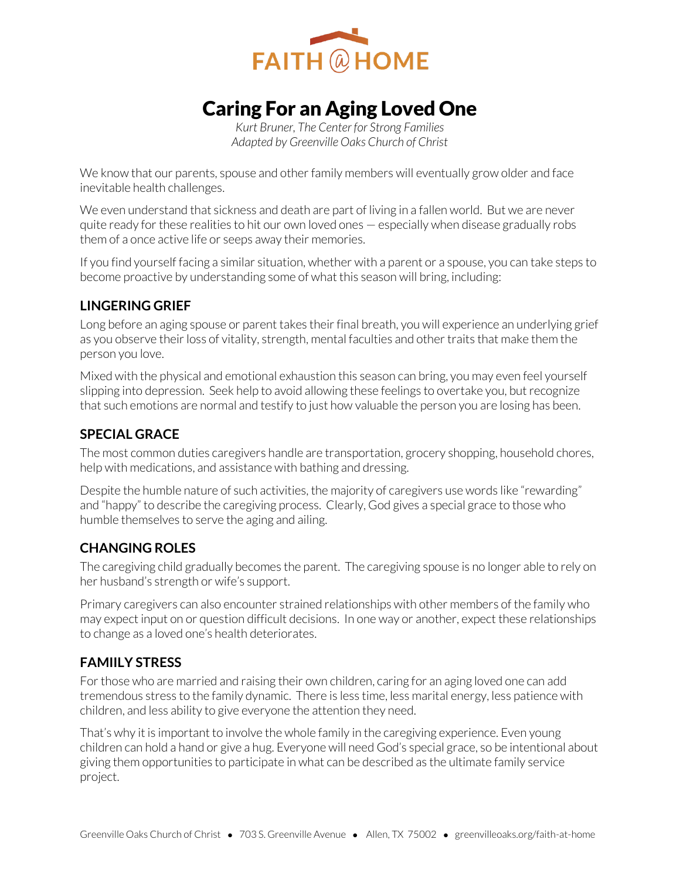FAITH @ HOME

# Caring For an Aging Loved One

*Kurt Bruner, The Center for Strong Families*
*Adapted by Greenville Oaks Church of Christ*

We know that our parents, spouse and other family members will eventually grow older and face inevitable health challenges.

We even understand that sickness and death are part of living in a fallen world. But we are never quite ready for these realities to hit our own loved ones — especially when disease gradually robs them of a once active life or seeps away their memories.

If you find yourself facing a similar situation, whether with a parent or a spouse, you can take steps to become proactive by understanding some of what this season will bring, including:

## LINGERING GRIEF

Long before an aging spouse or parent takes their final breath, you will experience an underlying grief as you observe their loss of vitality, strength, mental faculties and other traits that make them the person you love.

Mixed with the physical and emotional exhaustion this season can bring, you may even feel yourself slipping into depression. Seek help to avoid allowing these feelings to overtake you, but recognize that such emotions are normal and testify to just how valuable the person you are losing has been.

## SPECIAL GRACE

The most common duties caregivers handle are transportation, grocery shopping, household chores, help with medications, and assistance with bathing and dressing.

Despite the humble nature of such activities, the majority of caregivers use words like “rewarding” and “happy” to describe the caregiving process. Clearly, God gives a special grace to those who humble themselves to serve the aging and ailing.

## CHANGING ROLES

The caregiving child gradually becomes the parent. The caregiving spouse is no longer able to rely on her husband’s strength or wife’s support.

Primary caregivers can also encounter strained relationships with other members of the family who may expect input on or question difficult decisions. In one way or another, expect these relationships to change as a loved one’s health deteriorates.

## FAMIILY STRESS

For those who are married and raising their own children, caring for an aging loved one can add tremendous stress to the family dynamic. There is less time, less marital energy, less patience with children, and less ability to give everyone the attention they need.

That’s why it is important to involve the whole family in the caregiving experience. Even young children can hold a hand or give a hug. Everyone will need God’s special grace, so be intentional about giving them opportunities to participate in what can be described as the ultimate family service project.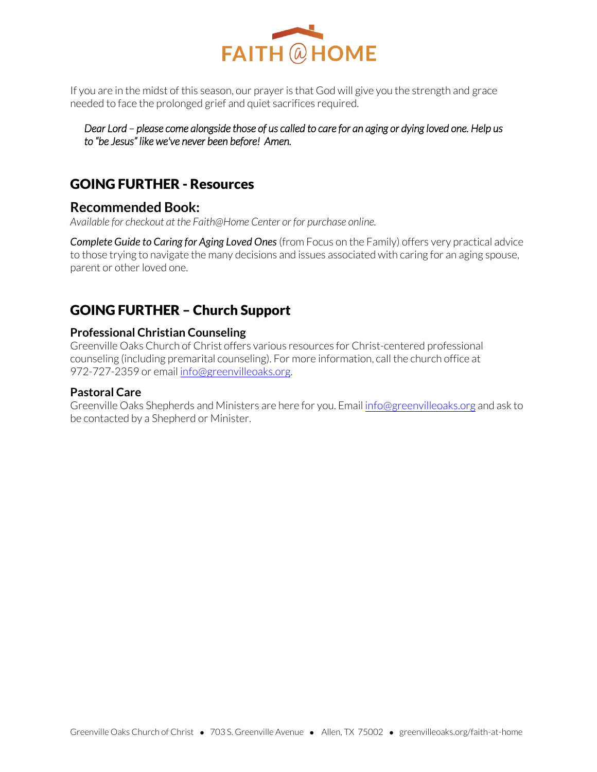If you are in the midst of this season, our prayer is that God will give you the strength and grace needed to face the prolonged grief and quiet sacrifices required.

> *Dear Lord – please come alongside those of us called to care for an aging or dying loved one. Help us to "be Jesus" like we've never been before! Amen.*

## GOING FURTHER - Resources

## Recommended Book:

*Available for checkout at the Faith@Home Center or for purchase online.*

***Complete Guide to Caring for Aging Loved Ones*** (from Focus on the Family) offers very practical advice to those trying to navigate the many decisions and issues associated with caring for an aging spouse, parent or other loved one.

## GOING FURTHER – Church Support

### Professional Christian Counseling

Greenville Oaks Church of Christ offers various resources for Christ-centered professional counseling (including premarital counseling). For more information, call the church office at 972-727-2359 or email info@greenvilleoaks.org.

### Pastoral Care

Greenville Oaks Shepherds and Ministers are here for you. Email info@greenvilleoaks.org and ask to be contacted by a Shepherd or Minister.